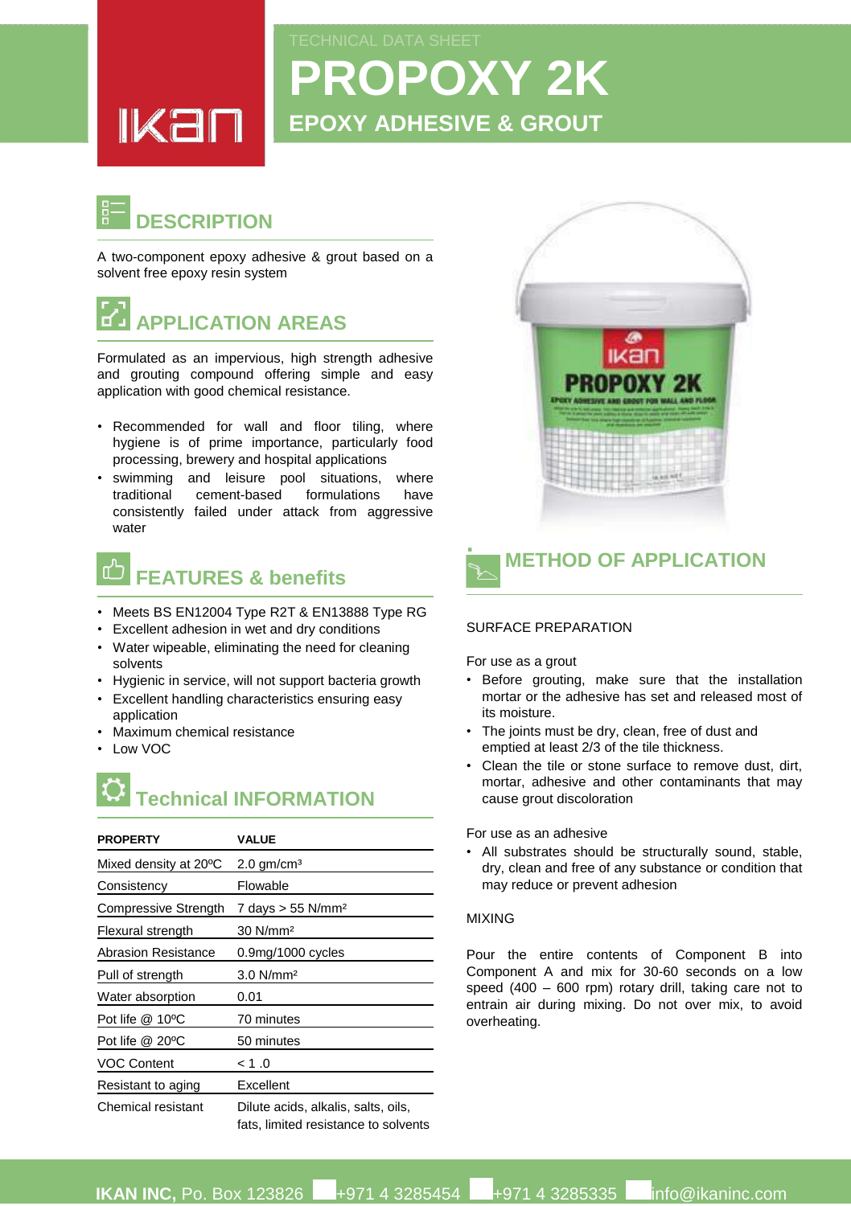IKAN

TECHNICAL DATA SHEET

# PROPOXY 2K

## EPOXY ADHESIVE & GROUT

## DESCRIPTION

A two-component epoxy adhesive & grout based on a solvent free epoxy resin system

## APPLICATION AREAS

Formulated as an impervious, high strength adhesive and grouting compound offering simple and easy application with good chemical resistance.

- Recommended for wall and floor tiling, where hygiene is of prime importance, particularly food processing, brewery and hospital applications
- swimming and leisure pool situations, where traditional cement-based formulations have consistently failed under attack from aggressive water

## FEATURES & benefits

- Meets BS EN12004 Type R2T & EN13888 Type RG
- Excellent adhesion in wet and dry conditions
- Water wipeable, eliminating the need for cleaning solvents
- Hygienic in service, will not support bacteria growth
- Excellent handling characteristics ensuring easy application
- Maximum chemical resistance
- Low VOC

## Technical INFORMATION

| PROPERTY | VALUE |
|---|---|
| Mixed density at 20ºC | 2.0 gm/cm³ |
| Consistency | Flowable |
| Compressive Strength | 7 days > 55 N/mm² |
| Flexural strength | 30 N/mm² |
| Abrasion Resistance | 0.9mg/1000 cycles |
| Pull of strength | 3.0 N/mm² |
| Water absorption | 0.01 |
| Pot life @ 10ºC | 70 minutes |
| Pot life @ 20ºC | 50 minutes |
| VOC Content | < 1 .0 |
| Resistant to aging | Excellent |
| Chemical resistant | Dilute acids, alkalis, salts, oils, fats, limited resistance to solvents |

## METHOD OF APPLICATION

SURFACE PREPARATION

For use as a grout

- Before grouting, make sure that the installation mortar or the adhesive has set and released most of its moisture.
- The joints must be dry, clean, free of dust and emptied at least 2/3 of the tile thickness.
- Clean the tile or stone surface to remove dust, dirt, mortar, adhesive and other contaminants that may cause grout discoloration

For use as an adhesive

- All substrates should be structurally sound, stable, dry, clean and free of any substance or condition that may reduce or prevent adhesion

MIXING

Pour the entire contents of Component B into Component A and mix for 30-60 seconds on a low speed (400 – 600 rpm) rotary drill, taking care not to entrain air during mixing. Do not over mix, to avoid overheating.

**IKAN INC,** Po. Box 123826 +971 4 3285454 +971 4 3285335 info@ikaninc.com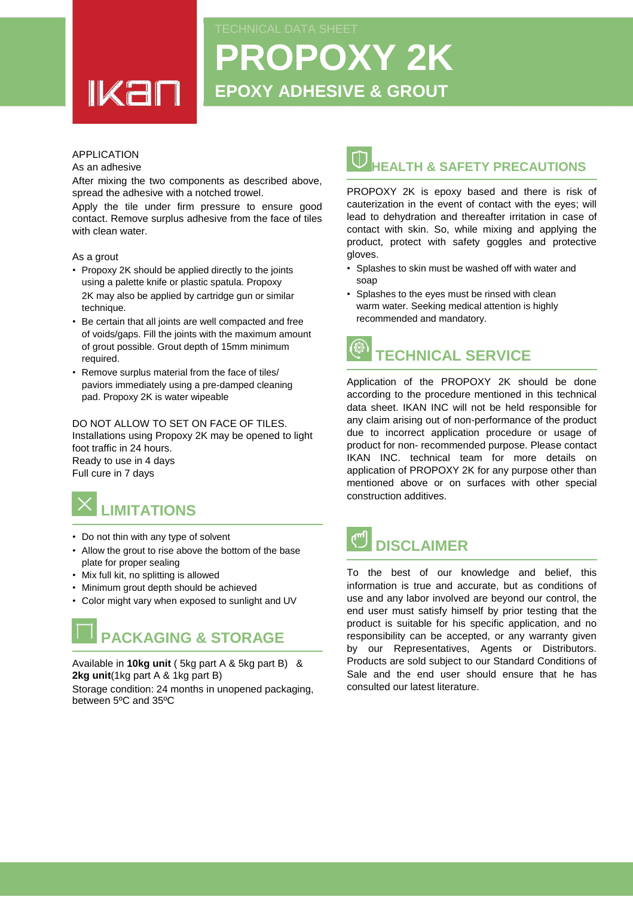TECHNICAL DATA SHEET

# PROPOXY 2K

## EPOXY ADHESIVE & GROUT

APPLICATION

As an adhesive

After mixing the two components as described above, spread the adhesive with a notched trowel.

Apply the tile under firm pressure to ensure good contact. Remove surplus adhesive from the face of tiles with clean water.

As a grout

- Propoxy 2K should be applied directly to the joints using a palette knife or plastic spatula. Propoxy 2K may also be applied by cartridge gun or similar technique.
- Be certain that all joints are well compacted and free of voids/gaps. Fill the joints with the maximum amount of grout possible. Grout depth of 15mm minimum required.
- Remove surplus material from the face of tiles/ paviors immediately using a pre-damped cleaning pad. Propoxy 2K is water wipeable

DO NOT ALLOW TO SET ON FACE OF TILES.

Installations using Propoxy 2K may be opened to light foot traffic in 24 hours.

Ready to use in 4 days

Full cure in 7 days

## LIMITATIONS

- Do not thin with any type of solvent
- Allow the grout to rise above the bottom of the base plate for proper sealing
- Mix full kit, no splitting is allowed
- Minimum grout depth should be achieved
- Color might vary when exposed to sunlight and UV

## PACKAGING & STORAGE

Available in **10kg unit** ( 5kg part A & 5kg part B) & **2kg unit**(1kg part A & 1kg part B)

Storage condition: 24 months in unopened packaging, between 5ºC and 35ºC

## HEALTH & SAFETY PRECAUTIONS

PROPOXY 2K is epoxy based and there is risk of cauterization in the event of contact with the eyes; will lead to dehydration and thereafter irritation in case of contact with skin. So, while mixing and applying the product, protect with safety goggles and protective gloves.

- Splashes to skin must be washed off with water and soap
- Splashes to the eyes must be rinsed with clean warm water. Seeking medical attention is highly recommended and mandatory.

## TECHNICAL SERVICE

Application of the PROPOXY 2K should be done according to the procedure mentioned in this technical data sheet. IKAN INC will not be held responsible for any claim arising out of non-performance of the product due to incorrect application procedure or usage of product for non- recommended purpose. Please contact IKAN INC. technical team for more details on application of PROPOXY 2K for any purpose other than mentioned above or on surfaces with other special construction additives.

## DISCLAIMER

To the best of our knowledge and belief, this information is true and accurate, but as conditions of use and any labor involved are beyond our control, the end user must satisfy himself by prior testing that the product is suitable for his specific application, and no responsibility can be accepted, or any warranty given by our Representatives, Agents or Distributors. Products are sold subject to our Standard Conditions of Sale and the end user should ensure that he has consulted our latest literature.